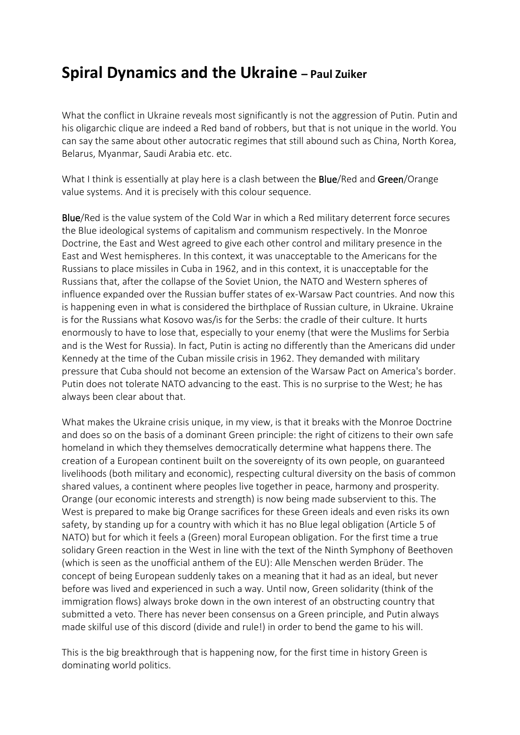# **Spiral Dynamics and the Ukraine – Paul Zuiker**

What the conflict in Ukraine reveals most significantly is not the aggression of Putin. Putin and his oligarchic clique are indeed a Red band of robbers, but that is not unique in the world. You can say the same about other autocratic regimes that still abound such as China, North Korea, Belarus, Myanmar, Saudi Arabia etc. etc.

What I think is essentially at play here is a clash between the **Blue**/Red and **Green**/Orange value systems. And it is precisely with this colour sequence.

**Blue**/Red is the value system of the Cold War in which a Red military deterrent force secures the Blue ideological systems of capitalism and communism respectively. In the Monroe Doctrine, the East and West agreed to give each other control and military presence in the East and West hemispheres. In this context, it was unacceptable to the Americans for the Russians to place missiles in Cuba in 1962, and in this context, it is unacceptable for the Russians that, after the collapse of the Soviet Union, the NATO and Western spheres of influence expanded over the Russian buffer states of ex-Warsaw Pact countries. And now this is happening even in what is considered the birthplace of Russian culture, in Ukraine. Ukraine is for the Russians what Kosovo was/is for the Serbs: the cradle of their culture. It hurts enormously to have to lose that, especially to your enemy (that were the Muslims for Serbia and is the West for Russia). In fact, Putin is acting no differently than the Americans did under Kennedy at the time of the Cuban missile crisis in 1962. They demanded with military pressure that Cuba should not become an extension of the Warsaw Pact on America's border. Putin does not tolerate NATO advancing to the east. This is no surprise to the West; he has always been clear about that.

What makes the Ukraine crisis unique, in my view, is that it breaks with the Monroe Doctrine and does so on the basis of a dominant Green principle: the right of citizens to their own safe homeland in which they themselves democratically determine what happens there. The creation of a European continent built on the sovereignty of its own people, on guaranteed livelihoods (both military and economic), respecting cultural diversity on the basis of common shared values, a continent where peoples live together in peace, harmony and prosperity. Orange (our economic interests and strength) is now being made subservient to this. The West is prepared to make big Orange sacrifices for these Green ideals and even risks its own safety, by standing up for a country with which it has no Blue legal obligation (Article 5 of NATO) but for which it feels a (Green) moral European obligation. For the first time a true solidary Green reaction in the West in line with the text of the Ninth Symphony of Beethoven (which is seen as the unofficial anthem of the EU): Alle Menschen werden Brüder. The concept of being European suddenly takes on a meaning that it had as an ideal, but never before was lived and experienced in such a way. Until now, Green solidarity (think of the immigration flows) always broke down in the own interest of an obstructing country that submitted a veto. There has never been consensus on a Green principle, and Putin always made skilful use of this discord (divide and rule!) in order to bend the game to his will.

This is the big breakthrough that is happening now, for the first time in history Green is dominating world politics.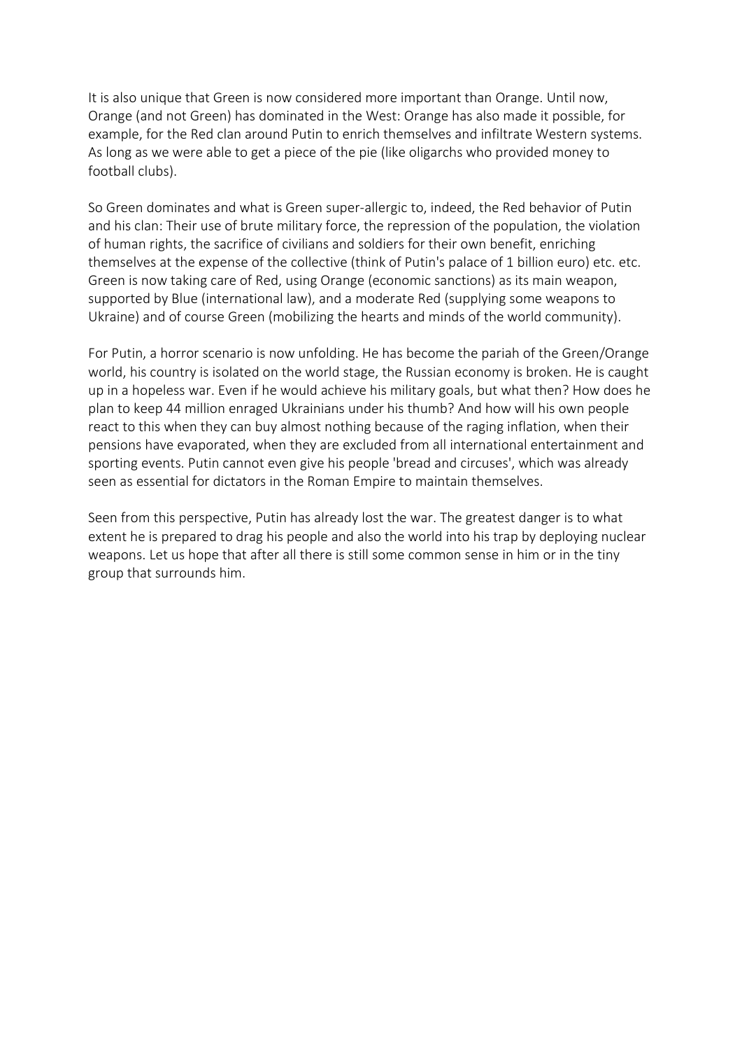It is also unique that Green is now considered more important than Orange. Until now, Orange (and not Green) has dominated in the West: Orange has also made it possible, for example, for the Red clan around Putin to enrich themselves and infiltrate Western systems. As long as we were able to get a piece of the pie (like oligarchs who provided money to football clubs).

So Green dominates and what is Green super-allergic to, indeed, the Red behavior of Putin and his clan: Their use of brute military force, the repression of the population, the violation of human rights, the sacrifice of civilians and soldiers for their own benefit, enriching themselves at the expense of the collective (think of Putin's palace of 1 billion euro) etc. etc. Green is now taking care of Red, using Orange (economic sanctions) as its main weapon, supported by Blue (international law), and a moderate Red (supplying some weapons to Ukraine) and of course Green (mobilizing the hearts and minds of the world community).

For Putin, a horror scenario is now unfolding. He has become the pariah of the Green/Orange world, his country is isolated on the world stage, the Russian economy is broken. He is caught up in a hopeless war. Even if he would achieve his military goals, but what then? How does he plan to keep 44 million enraged Ukrainians under his thumb? And how will his own people react to this when they can buy almost nothing because of the raging inflation, when their pensions have evaporated, when they are excluded from all international entertainment and sporting events. Putin cannot even give his people 'bread and circuses', which was already seen as essential for dictators in the Roman Empire to maintain themselves.

Seen from this perspective, Putin has already lost the war. The greatest danger is to what extent he is prepared to drag his people and also the world into his trap by deploying nuclear weapons. Let us hope that after all there is still some common sense in him or in the tiny group that surrounds him.